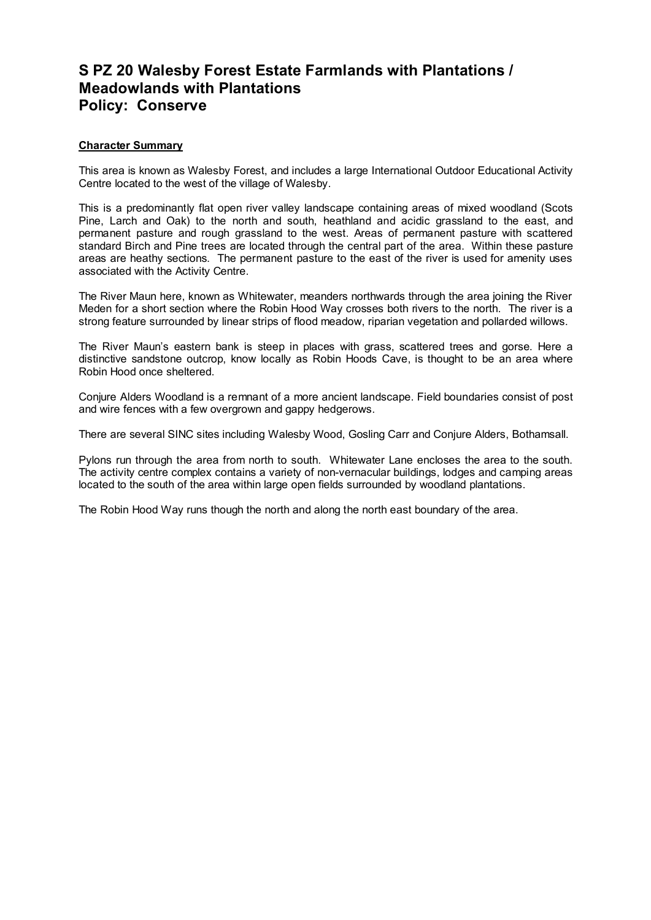# S PZ 20 Walesby Forest Estate Farmlands with Plantations / Meadowlands with Plantations
# Policy: Conserve

**Character Summary**

This area is known as Walesby Forest, and includes a large International Outdoor Educational Activity Centre located to the west of the village of Walesby.

This is a predominantly flat open river valley landscape containing areas of mixed woodland (Scots Pine, Larch and Oak) to the north and south, heathland and acidic grassland to the east, and permanent pasture and rough grassland to the west. Areas of permanent pasture with scattered standard Birch and Pine trees are located through the central part of the area. Within these pasture areas are heathy sections. The permanent pasture to the east of the river is used for amenity uses associated with the Activity Centre.

The River Maun here, known as Whitewater, meanders northwards through the area joining the River Meden for a short section where the Robin Hood Way crosses both rivers to the north. The river is a strong feature surrounded by linear strips of flood meadow, riparian vegetation and pollarded willows.

The River Maun's eastern bank is steep in places with grass, scattered trees and gorse. Here a distinctive sandstone outcrop, know locally as Robin Hoods Cave, is thought to be an area where Robin Hood once sheltered.

Conjure Alders Woodland is a remnant of a more ancient landscape. Field boundaries consist of post and wire fences with a few overgrown and gappy hedgerows.

There are several SINC sites including Walesby Wood, Gosling Carr and Conjure Alders, Bothamsall.

Pylons run through the area from north to south. Whitewater Lane encloses the area to the south. The activity centre complex contains a variety of non-vernacular buildings, lodges and camping areas located to the south of the area within large open fields surrounded by woodland plantations.

The Robin Hood Way runs though the north and along the north east boundary of the area.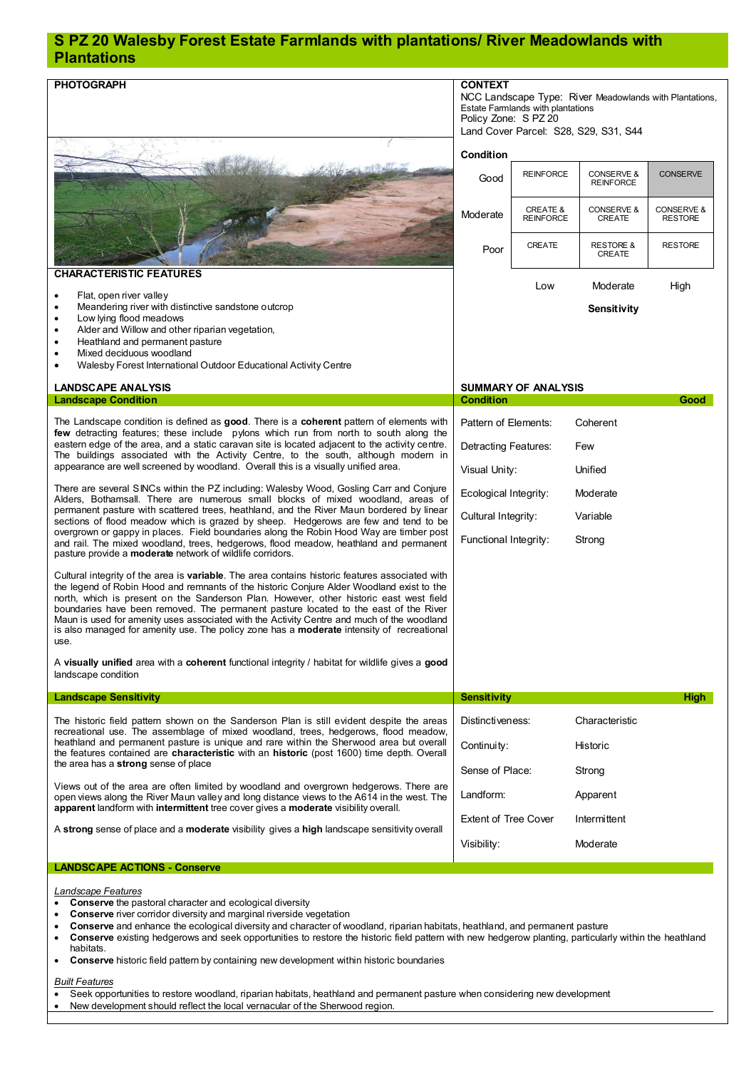# S PZ 20 Walesby Forest Estate Farmlands with plantations/ River Meadowlands with Plantations

**PHOTOGRAPH**

**CONTEXT**

NCC Landscape Type: River Meadowlands with Plantations, Estate Farmlands with plantations
Policy Zone: S PZ 20
Land Cover Parcel: S28, S29, S31, S44

**Condition**

| | | | |
|---|---|---|---|
| Good | REINFORCE | CONSERVE & REINFORCE | CONSERVE |
| Moderate | CREATE & REINFORCE | CONSERVE & CREATE | CONSERVE & RESTORE |
| Poor | CREATE | RESTORE & CREATE | RESTORE |
| | Low | Moderate | High |

**Sensitivity**

**CHARACTERISTIC FEATURES**

- Flat, open river valley
- Meandering river with distinctive sandstone outcrop
- Low lying flood meadows
- Alder and Willow and other riparian vegetation,
- Heathland and permanent pasture
- Mixed deciduous woodland
- Walesby Forest International Outdoor Educational Activity Centre

## LANDSCAPE ANALYSIS

### Landscape Condition

The Landscape condition is defined as **good**. There is a **coherent** pattern of elements with **few** detracting features; these include pylons which run from north to south along the eastern edge of the area, and a static caravan site is located adjacent to the activity centre. The buildings associated with the Activity Centre, to the south, although modern in appearance are well screened by woodland. Overall this is a visually unified area.

There are several SINCs within the PZ including: Walesby Wood, Gosling Carr and Conjure Alders, Bothamsall. There are numerous small blocks of mixed woodland, areas of permanent pasture with scattered trees, heathland, and the River Maun bordered by linear sections of flood meadow which is grazed by sheep. Hedgerows are few and tend to be overgrown or gappy in places. Field boundaries along the Robin Hood Way are timber post and rail. The mixed woodland, trees, hedgerows, flood meadow, heathland and permanent pasture provide a **moderate** network of wildlife corridors.

Cultural integrity of the area is **variable**. The area contains historic features associated with the legend of Robin Hood and remnants of the historic Conjure Alder Woodland exist to the north, which is present on the Sanderson Plan. However, other historic east west field boundaries have been removed. The permanent pasture located to the east of the River Maun is used for amenity uses associated with the Activity Centre and much of the woodland is also managed for amenity use. The policy zone has a **moderate** intensity of recreational use.

A **visually unified** area with a **coherent** functional integrity / habitat for wildlife gives a **good** landscape condition

### SUMMARY OF ANALYSIS

| Condition | Good |
|---|---|
| Pattern of Elements: | Coherent |
| Detracting Features: | Few |
| Visual Unity: | Unified |
| Ecological Integrity: | Moderate |
| Cultural Integrity: | Variable |
| Functional Integrity: | Strong |

### Landscape Sensitivity

The historic field pattern shown on the Sanderson Plan is still evident despite the areas recreational use. The assemblage of mixed woodland, trees, hedgerows, flood meadow, heathland and permanent pasture is unique and rare within the Sherwood area but overall the features contained are **characteristic** with an **historic** (post 1600) time depth. Overall the area has a **strong** sense of place

Views out of the area are often limited by woodland and overgrown hedgerows. There are open views along the River Maun valley and long distance views to the A614 in the west. The **apparent** landform with **intermittent** tree cover gives a **moderate** visibility overall.

A **strong** sense of place and a **moderate** visibility gives a **high** landscape sensitivity overall

| Sensitivity | High |
|---|---|
| Distinctiveness: | Characteristic |
| Continuity: | Historic |
| Sense of Place: | Strong |
| Landform: | Apparent |
| Extent of Tree Cover | Intermittent |
| Visibility: | Moderate |

## LANDSCAPE ACTIONS - Conserve

*Landscape Features*

- **Conserve** the pastoral character and ecological diversity
- **Conserve** river corridor diversity and marginal riverside vegetation
- **Conserve** and enhance the ecological diversity and character of woodland, riparian habitats, heathland, and permanent pasture
- **Conserve** existing hedgerows and seek opportunities to restore the historic field pattern with new hedgerow planting, particularly within the heathland habitats.
- **Conserve** historic field pattern by containing new development within historic boundaries

*Built Features*

- Seek opportunities to restore woodland, riparian habitats, heathland and permanent pasture when considering new development
- New development should reflect the local vernacular of the Sherwood region.